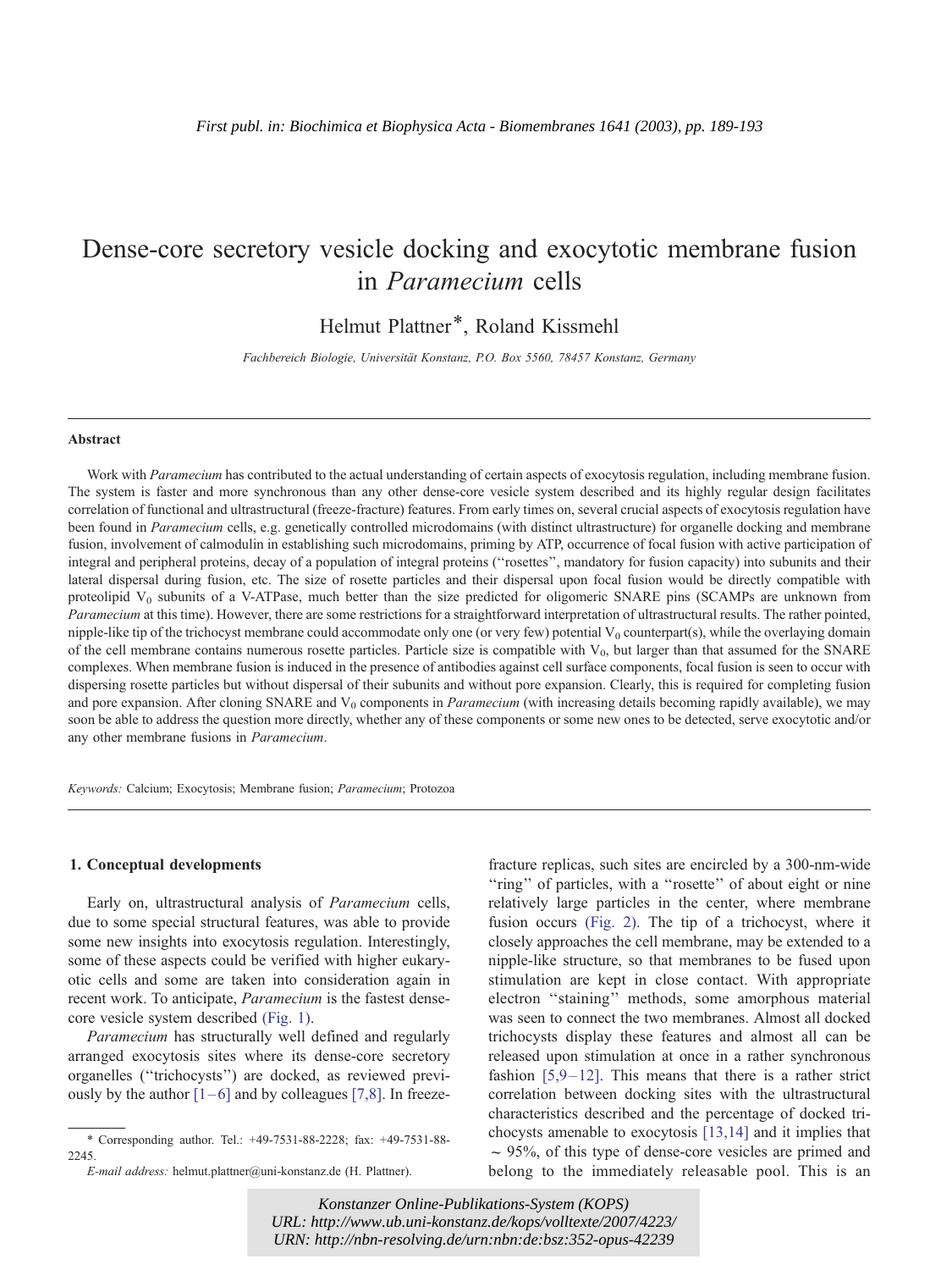*First publ. in: Biochimica et Biophysica Acta - Biomembranes 1641 (2003), pp. 189-193*

# Dense-core secretory vesicle docking and exocytotic membrane fusion in *Paramecium* cells

Helmut Plattner*, Roland Kissmehl

*Fachbereich Biologie, Universität Konstanz, P.O. Box 5560, 78457 Konstanz, Germany*

## Abstract

Work with *Paramecium* has contributed to the actual understanding of certain aspects of exocytosis regulation, including membrane fusion. The system is faster and more synchronous than any other dense-core vesicle system described and its highly regular design facilitates correlation of functional and ultrastructural (freeze-fracture) features. From early times on, several crucial aspects of exocytosis regulation have been found in *Paramecium* cells, e.g. genetically controlled microdomains (with distinct ultrastructure) for organelle docking and membrane fusion, involvement of calmodulin in establishing such microdomains, priming by ATP, occurrence of focal fusion with active participation of integral and peripheral proteins, decay of a population of integral proteins (''rosettes'', mandatory for fusion capacity) into subunits and their lateral dispersal during fusion, etc. The size of rosette particles and their dispersal upon focal fusion would be directly compatible with proteolipid $V_0$ subunits of a V-ATPase, much better than the size predicted for oligomeric SNARE pins (SCAMPs are unknown from *Paramecium* at this time). However, there are some restrictions for a straightforward interpretation of ultrastructural results. The rather pointed, nipple-like tip of the trichocyst membrane could accommodate only one (or very few) potential $V_0$ counterpart(s), while the overlaying domain of the cell membrane contains numerous rosette particles. Particle size is compatible with $V_0$, but larger than that assumed for the SNARE complexes. When membrane fusion is induced in the presence of antibodies against cell surface components, focal fusion is seen to occur with dispersing rosette particles but without dispersal of their subunits and without pore expansion. Clearly, this is required for completing fusion and pore expansion. After cloning SNARE and $V_0$ components in *Paramecium* (with increasing details becoming rapidly available), we may soon be able to address the question more directly, whether any of these components or some new ones to be detected, serve exocytotic and/or any other membrane fusions in *Paramecium*.

*Keywords:* Calcium; Exocytosis; Membrane fusion; *Paramecium*; Protozoa

## 1. Conceptual developments

Early on, ultrastructural analysis of *Paramecium* cells, due to some special structural features, was able to provide some new insights into exocytosis regulation. Interestingly, some of these aspects could be verified with higher eukaryotic cells and some are taken into consideration again in recent work. To anticipate, *Paramecium* is the fastest dense-core vesicle system described (Fig. 1).

*Paramecium* has structurally well defined and regularly arranged exocytosis sites where its dense-core secretory organelles (''trichocysts'') are docked, as reviewed previously by the author [1–6] and by colleagues [7,8]. In freeze-fracture replicas, such sites are encircled by a 300-nm-wide ''ring'' of particles, with a ''rosette'' of about eight or nine relatively large particles in the center, where membrane fusion occurs (Fig. 2). The tip of a trichocyst, where it closely approaches the cell membrane, may be extended to a nipple-like structure, so that membranes to be fused upon stimulation are kept in close contact. With appropriate electron ''staining'' methods, some amorphous material was seen to connect the two membranes. Almost all docked trichocysts display these features and almost all can be released upon stimulation at once in a rather synchronous fashion [5,9–12]. This means that there is a rather strict correlation between docking sites with the ultrastructural characteristics described and the percentage of docked trichocysts amenable to exocytosis [13,14] and it implies that ~ 95%, of this type of dense-core vesicles are primed and belong to the immediately releasable pool. This is an

* Corresponding author. Tel.: +49-7531-88-2228; fax: +49-7531-88-2245.

*E-mail address:* helmut.plattner@uni-konstanz.de (H. Plattner).

*Konstanzer Online-Publikations-System (KOPS)*
*URL: http://www.ub.uni-konstanz.de/kops/volltexte/2007/4223/*
*URN: http://nbn-resolving.de/urn:nbn:de:bsz:352-opus-42239*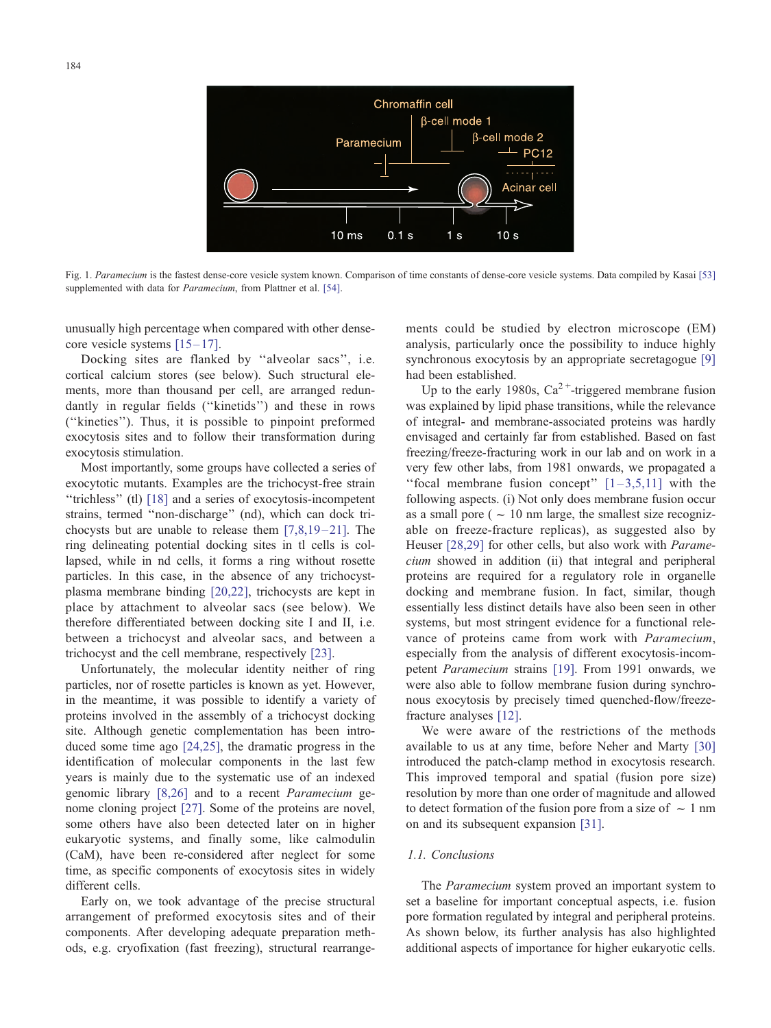Fig. 1. *Paramecium* is the fastest dense-core vesicle system known. Comparison of time constants of dense-core vesicle systems. Data compiled by Kasai [53] supplemented with data for *Paramecium*, from Plattner et al. [54].

unusually high percentage when compared with other dense-core vesicle systems [15–17].

Docking sites are flanked by ''alveolar sacs'', i.e. cortical calcium stores (see below). Such structural elements, more than thousand per cell, are arranged redundantly in regular fields (''kinetids'') and these in rows (''kineties''). Thus, it is possible to pinpoint preformed exocytosis sites and to follow their transformation during exocytosis stimulation.

Most importantly, some groups have collected a series of exocytotic mutants. Examples are the trichocyst-free strain ''trichless'' (tl) [18] and a series of exocytosis-incompetent strains, termed ''non-discharge'' (nd), which can dock trichocysts but are unable to release them [7,8,19–21]. The ring delineating potential docking sites in tl cells is collapsed, while in nd cells, it forms a ring without rosette particles. In this case, in the absence of any trichocyst-plasma membrane binding [20,22], trichocysts are kept in place by attachment to alveolar sacs (see below). We therefore differentiated between docking site I and II, i.e. between a trichocyst and alveolar sacs, and between a trichocyst and the cell membrane, respectively [23].

Unfortunately, the molecular identity neither of ring particles, nor of rosette particles is known as yet. However, in the meantime, it was possible to identify a variety of proteins involved in the assembly of a trichocyst docking site. Although genetic complementation has been introduced some time ago [24,25], the dramatic progress in the identification of molecular components in the last few years is mainly due to the systematic use of an indexed genomic library [8,26] and to a recent *Paramecium* genome cloning project [27]. Some of the proteins are novel, some others have also been detected later on in higher eukaryotic systems, and finally some, like calmodulin (CaM), have been re-considered after neglect for some time, as specific components of exocytosis sites in widely different cells.

Early on, we took advantage of the precise structural arrangement of preformed exocytosis sites and of their components. After developing adequate preparation methods, e.g. cryofixation (fast freezing), structural rearrangements could be studied by electron microscope (EM) analysis, particularly once the possibility to induce highly synchronous exocytosis by an appropriate secretagogue [9] had been established.

Up to the early 1980s, $Ca^{2+}$-triggered membrane fusion was explained by lipid phase transitions, while the relevance of integral- and membrane-associated proteins was hardly envisaged and certainly far from established. Based on fast freezing/freeze-fracturing work in our lab and on work in a very few other labs, from 1981 onwards, we propagated a ''focal membrane fusion concept'' [1–3,5,11] with the following aspects. (i) Not only does membrane fusion occur as a small pore ( ~ 10 nm large, the smallest size recognizable on freeze-fracture replicas), as suggested also by Heuser [28,29] for other cells, but also work with *Paramecium* showed in addition (ii) that integral and peripheral proteins are required for a regulatory role in organelle docking and membrane fusion. In fact, similar, though essentially less distinct details have also been seen in other systems, but most stringent evidence for a functional relevance of proteins came from work with *Paramecium*, especially from the analysis of different exocytosis-incompetent *Paramecium* strains [19]. From 1991 onwards, we were also able to follow membrane fusion during synchronous exocytosis by precisely timed quenched-flow/freeze-fracture analyses [12].

We were aware of the restrictions of the methods available to us at any time, before Neher and Marty [30] introduced the patch-clamp method in exocytosis research. This improved temporal and spatial (fusion pore size) resolution by more than one order of magnitude and allowed to detect formation of the fusion pore from a size of ~ 1 nm on and its subsequent expansion [31].

### 1.1. Conclusions

The *Paramecium* system proved an important system to set a baseline for important conceptual aspects, i.e. fusion pore formation regulated by integral and peripheral proteins. As shown below, its further analysis has also highlighted additional aspects of importance for higher eukaryotic cells.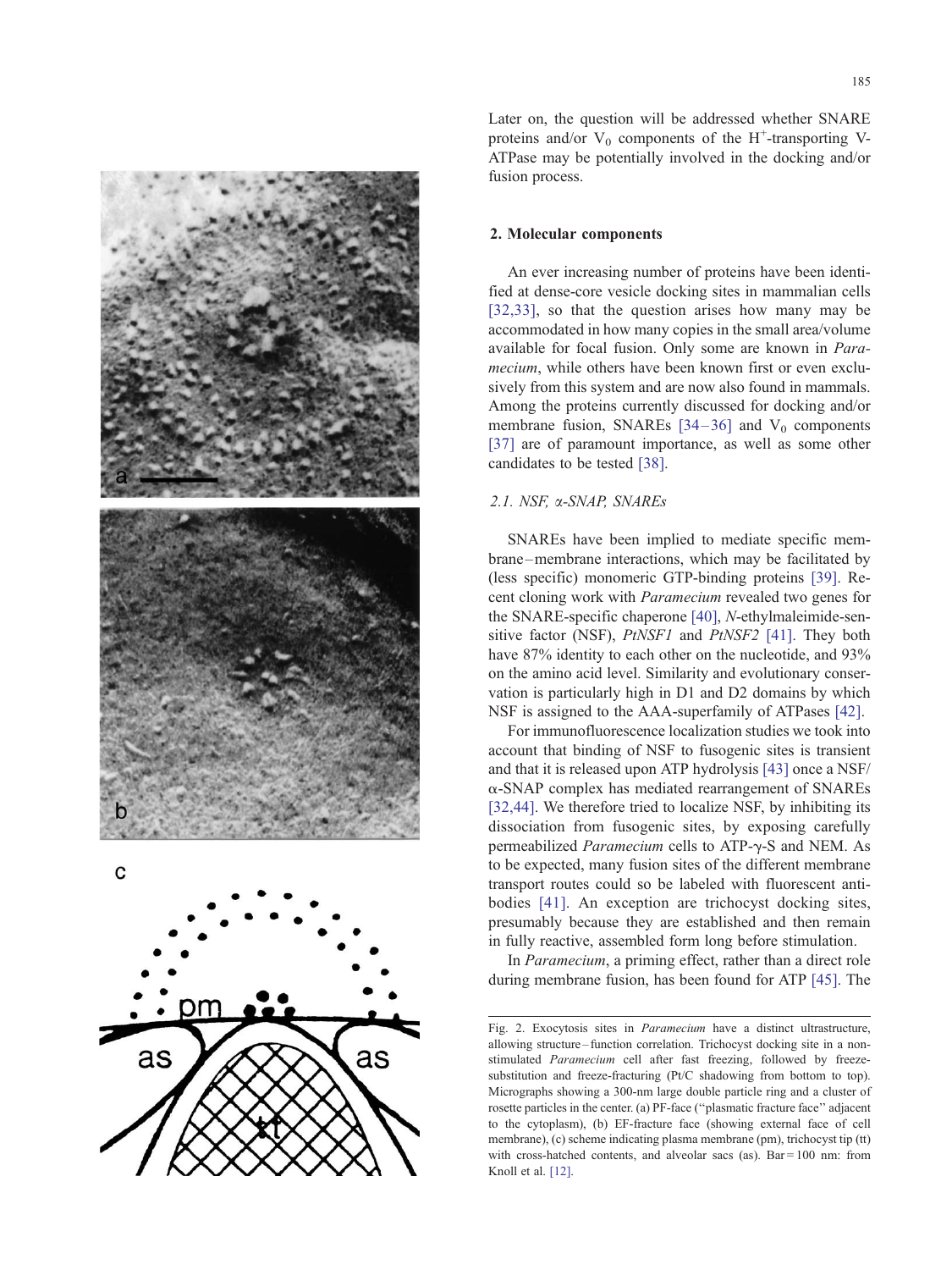Later on, the question will be addressed whether SNARE proteins and/or $V_0$ components of the $H^+$-transporting V-ATPase may be potentially involved in the docking and/or fusion process.

## 2. Molecular components

An ever increasing number of proteins have been identified at dense-core vesicle docking sites in mammalian cells [32,33], so that the question arises how many may be accommodated in how many copies in the small area/volume available for focal fusion. Only some are known in *Paramecium*, while others have been known first or even exclusively from this system and are now also found in mammals. Among the proteins currently discussed for docking and/or membrane fusion, SNAREs [34–36] and $V_0$ components [37] are of paramount importance, as well as some other candidates to be tested [38].

### 2.1. NSF, α-SNAP, SNAREs

SNAREs have been implied to mediate specific membrane–membrane interactions, which may be facilitated by (less specific) monomeric GTP-binding proteins [39]. Recent cloning work with *Paramecium* revealed two genes for the SNARE-specific chaperone [40], *N*-ethylmaleimide-sensitive factor (NSF), *PtNSF1* and *PtNSF2* [41]. They both have 87% identity to each other on the nucleotide, and 93% on the amino acid level. Similarity and evolutionary conservation is particularly high in D1 and D2 domains by which NSF is assigned to the AAA-superfamily of ATPases [42].

For immunofluorescence localization studies we took into account that binding of NSF to fusogenic sites is transient and that it is released upon ATP hydrolysis [43] once a NSF/α-SNAP complex has mediated rearrangement of SNAREs [32,44]. We therefore tried to localize NSF, by inhibiting its dissociation from fusogenic sites, by exposing carefully permeabilized *Paramecium* cells to ATP-γ-S and NEM. As to be expected, many fusion sites of the different membrane transport routes could so be labeled with fluorescent antibodies [41]. An exception are trichocyst docking sites, presumably because they are established and then remain in fully reactive, assembled form long before stimulation.

In *Paramecium*, a priming effect, rather than a direct role during membrane fusion, has been found for ATP [45]. The

Fig. 2. Exocytosis sites in *Paramecium* have a distinct ultrastructure, allowing structure–function correlation. Trichocyst docking site in a non-stimulated *Paramecium* cell after fast freezing, followed by freeze-substitution and freeze-fracturing (Pt/C shadowing from bottom to top). Micrographs showing a 300-nm large double particle ring and a cluster of rosette particles in the center. (a) PF-face ("plasmatic fracture face" adjacent to the cytoplasm), (b) EF-fracture face (showing external face of cell membrane), (c) scheme indicating plasma membrane (pm), trichocyst tip (tt) with cross-hatched contents, and alveolar sacs (as). Bar = 100 nm: from Knoll et al. [12].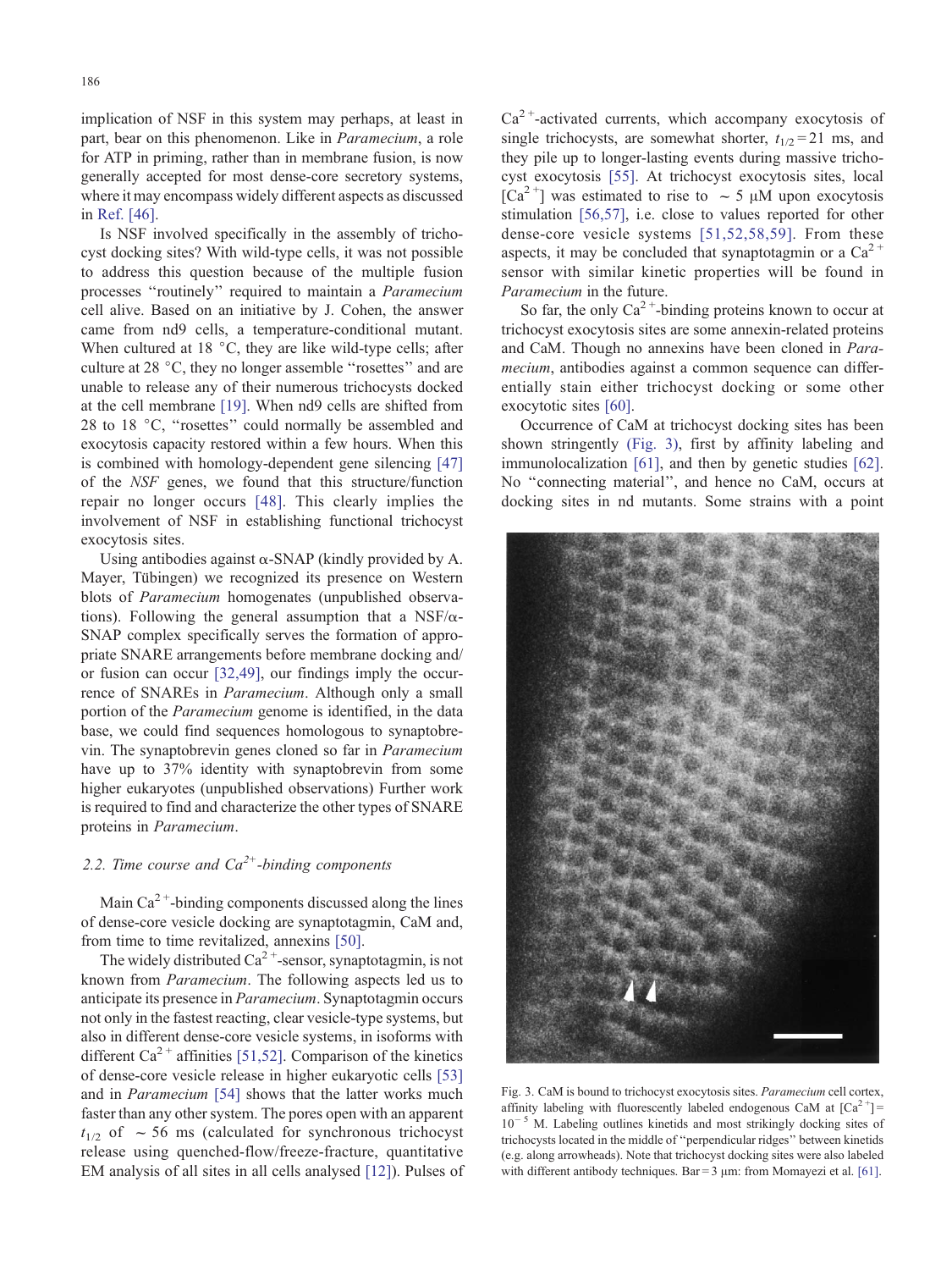implication of NSF in this system may perhaps, at least in part, bear on this phenomenon. Like in *Paramecium*, a role for ATP in priming, rather than in membrane fusion, is now generally accepted for most dense-core secretory systems, where it may encompass widely different aspects as discussed in Ref. [46].

Is NSF involved specifically in the assembly of trichocyst docking sites? With wild-type cells, it was not possible to address this question because of the multiple fusion processes "routinely" required to maintain a *Paramecium* cell alive. Based on an initiative by J. Cohen, the answer came from nd9 cells, a temperature-conditional mutant. When cultured at 18 °C, they are like wild-type cells; after culture at 28 °C, they no longer assemble "rosettes" and are unable to release any of their numerous trichocysts docked at the cell membrane [19]. When nd9 cells are shifted from 28 to 18 °C, "rosettes" could normally be assembled and exocytosis capacity restored within a few hours. When this is combined with homology-dependent gene silencing [47] of the *NSF* genes, we found that this structure/function repair no longer occurs [48]. This clearly implies the involvement of NSF in establishing functional trichocyst exocytosis sites.

Using antibodies against α-SNAP (kindly provided by A. Mayer, Tübingen) we recognized its presence on Western blots of *Paramecium* homogenates (unpublished observations). Following the general assumption that a NSF/α-SNAP complex specifically serves the formation of appropriate SNARE arrangements before membrane docking and/or fusion can occur [32,49], our findings imply the occurrence of SNAREs in *Paramecium*. Although only a small portion of the *Paramecium* genome is identified, in the data base, we could find sequences homologous to synaptobrevin. The synaptobrevin genes cloned so far in *Paramecium* have up to 37% identity with synaptobrevin from some higher eukaryotes (unpublished observations) Further work is required to find and characterize the other types of SNARE proteins in *Paramecium*.

### 2.2. Time course and $Ca^{2+}$-binding components

Main $Ca^{2+}$-binding components discussed along the lines of dense-core vesicle docking are synaptotagmin, CaM and, from time to time revitalized, annexins [50].

The widely distributed $Ca^{2+}$-sensor, synaptotagmin, is not known from *Paramecium*. The following aspects led us to anticipate its presence in *Paramecium*. Synaptotagmin occurs not only in the fastest reacting, clear vesicle-type systems, but also in different dense-core vesicle systems, in isoforms with different $Ca^{2+}$ affinities [51,52]. Comparison of the kinetics of dense-core vesicle release in higher eukaryotic cells [53] and in *Paramecium* [54] shows that the latter works much faster than any other system. The pores open with an apparent $t_{1/2}$ of ~ 56 ms (calculated for synchronous trichocyst release using quenched-flow/freeze-fracture, quantitative EM analysis of all sites in all cells analysed [12]). Pulses of $Ca^{2+}$-activated currents, which accompany exocytosis of single trichocysts, are somewhat shorter, $t_{1/2} = 21$ ms, and they pile up to longer-lasting events during massive trichocyst exocytosis [55]. At trichocyst exocytosis sites, local $[Ca^{2+}]$ was estimated to rise to ~ 5 μM upon exocytosis stimulation [56,57], i.e. close to values reported for other dense-core vesicle systems [51,52,58,59]. From these aspects, it may be concluded that synaptotagmin or a $Ca^{2+}$ sensor with similar kinetic properties will be found in *Paramecium* in the future.

So far, the only $Ca^{2+}$-binding proteins known to occur at trichocyst exocytosis sites are some annexin-related proteins and CaM. Though no annexins have been cloned in *Paramecium*, antibodies against a common sequence can differentially stain either trichocyst docking or some other exocytotic sites [60].

Occurrence of CaM at trichocyst docking sites has been shown stringently (Fig. 3), first by affinity labeling and immunolocalization [61], and then by genetic studies [62]. No "connecting material", and hence no CaM, occurs at docking sites in nd mutants. Some strains with a point

Fig. 3. CaM is bound to trichocyst exocytosis sites. *Paramecium* cell cortex, affinity labeling with fluorescently labeled endogenous CaM at $[Ca^{2+}] = 10^{-5}$ M. Labeling outlines kinetids and most strikingly docking sites of trichocysts located in the middle of "perpendicular ridges" between kinetids (e.g. along arrowheads). Note that trichocyst docking sites were also labeled with different antibody techniques. Bar = 3 μm: from Momayezi et al. [61].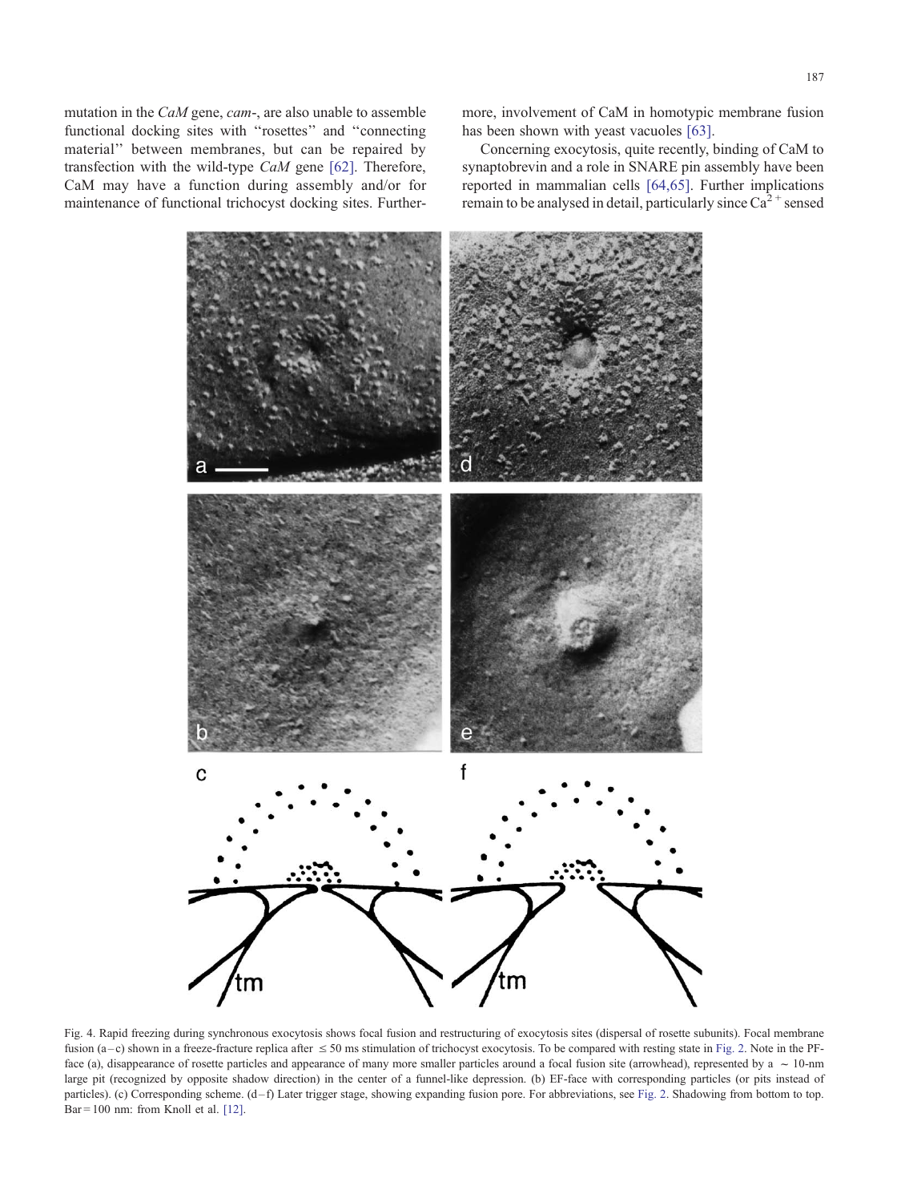mutation in the *CaM* gene, *cam*-, are also unable to assemble functional docking sites with ‘‘rosettes’’ and ‘‘connecting material’’ between membranes, but can be repaired by transfection with the wild-type *CaM* gene [62]. Therefore, CaM may have a function during assembly and/or for maintenance of functional trichocyst docking sites. Furthermore, involvement of CaM in homotypic membrane fusion has been shown with yeast vacuoles [63].

Concerning exocytosis, quite recently, binding of CaM to synaptobrevin and a role in SNARE pin assembly have been reported in mammalian cells [64,65]. Further implications remain to be analysed in detail, particularly since $Ca^{2+}$ sensed

Fig. 4. Rapid freezing during synchronous exocytosis shows focal fusion and restructuring of exocytosis sites (dispersal of rosette subunits). Focal membrane fusion (a–c) shown in a freeze-fracture replica after ≤ 50 ms stimulation of trichocyst exocytosis. To be compared with resting state in Fig. 2. Note in the PF-face (a), disappearance of rosette particles and appearance of many more smaller particles around a focal fusion site (arrowhead), represented by a ~ 10-nm large pit (recognized by opposite shadow direction) in the center of a funnel-like depression. (b) EF-face with corresponding particles (or pits instead of particles). (c) Corresponding scheme. (d–f) Later trigger stage, showing expanding fusion pore. For abbreviations, see Fig. 2. Shadowing from bottom to top. Bar = 100 nm: from Knoll et al. [12].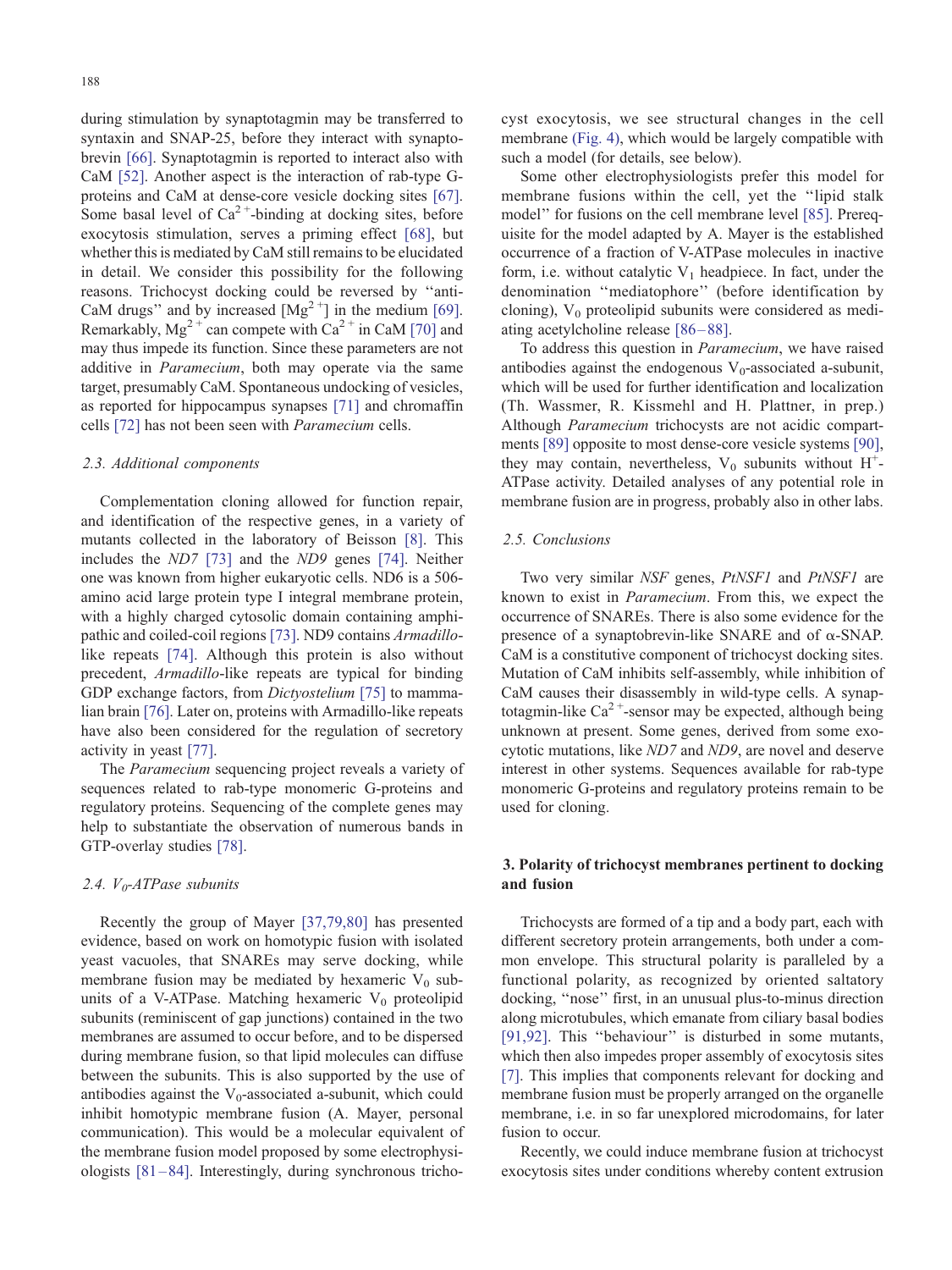during stimulation by synaptotagmin may be transferred to syntaxin and SNAP-25, before they interact with synaptobrevin [66]. Synaptotagmin is reported to interact also with CaM [52]. Another aspect is the interaction of rab-type G-proteins and CaM at dense-core vesicle docking sites [67]. Some basal level of $Ca^{2+}$-binding at docking sites, before exocytosis stimulation, serves a priming effect [68], but whether this is mediated by CaM still remains to be elucidated in detail. We consider this possibility for the following reasons. Trichocyst docking could be reversed by ''anti-CaM drugs'' and by increased $[Mg^{2+}]$ in the medium [69]. Remarkably, $Mg^{2+}$ can compete with $Ca^{2+}$ in CaM [70] and may thus impede its function. Since these parameters are not additive in *Paramecium*, both may operate via the same target, presumably CaM. Spontaneous undocking of vesicles, as reported for hippocampus synapses [71] and chromaffin cells [72] has not been seen with *Paramecium* cells.

### 2.3. Additional components

Complementation cloning allowed for function repair, and identification of the respective genes, in a variety of mutants collected in the laboratory of Beisson [8]. This includes the *ND7* [73] and the *ND9* genes [74]. Neither one was known from higher eukaryotic cells. ND6 is a 506-amino acid large protein type I integral membrane protein, with a highly charged cytosolic domain containing amphipathic and coiled-coil regions [73]. ND9 contains *Armadillo*-like repeats [74]. Although this protein is also without precedent, *Armadillo*-like repeats are typical for binding GDP exchange factors, from *Dictyostelium* [75] to mammalian brain [76]. Later on, proteins with Armadillo-like repeats have also been considered for the regulation of secretory activity in yeast [77].

The *Paramecium* sequencing project reveals a variety of sequences related to rab-type monomeric G-proteins and regulatory proteins. Sequencing of the complete genes may help to substantiate the observation of numerous bands in GTP-overlay studies [78].

### 2.4. $V_0$-ATPase subunits

Recently the group of Mayer [37,79,80] has presented evidence, based on work on homotypic fusion with isolated yeast vacuoles, that SNAREs may serve docking, while membrane fusion may be mediated by hexameric $V_0$ subunits of a V-ATPase. Matching hexameric $V_0$ proteolipid subunits (reminiscent of gap junctions) contained in the two membranes are assumed to occur before, and to be dispersed during membrane fusion, so that lipid molecules can diffuse between the subunits. This is also supported by the use of antibodies against the $V_0$-associated a-subunit, which could inhibit homotypic membrane fusion (A. Mayer, personal communication). This would be a molecular equivalent of the membrane fusion model proposed by some electrophysiologists [81–84]. Interestingly, during synchronous trichocyst exocytosis, we see structural changes in the cell membrane (Fig. 4), which would be largely compatible with such a model (for details, see below).

Some other electrophysiologists prefer this model for membrane fusions within the cell, yet the ''lipid stalk model'' for fusions on the cell membrane level [85]. Prerequisite for the model adapted by A. Mayer is the established occurrence of a fraction of V-ATPase molecules in inactive form, i.e. without catalytic $V_1$ headpiece. In fact, under the denomination ''mediatophore'' (before identification by cloning), $V_0$ proteolipid subunits were considered as mediating acetylcholine release [86–88].

To address this question in *Paramecium*, we have raised antibodies against the endogenous $V_0$-associated a-subunit, which will be used for further identification and localization (Th. Wassmer, R. Kissmehl and H. Plattner, in prep.) Although *Paramecium* trichocysts are not acidic compartments [89] opposite to most dense-core vesicle systems [90], they may contain, nevertheless, $V_0$ subunits without $H^+$-ATPase activity. Detailed analyses of any potential role in membrane fusion are in progress, probably also in other labs.

### 2.5. Conclusions

Two very similar *NSF* genes, *PtNSF1* and *PtNSF1* are known to exist in *Paramecium*. From this, we expect the occurrence of SNAREs. There is also some evidence for the presence of a synaptobrevin-like SNARE and of α-SNAP. CaM is a constitutive component of trichocyst docking sites. Mutation of CaM inhibits self-assembly, while inhibition of CaM causes their disassembly in wild-type cells. A synaptotagmin-like $Ca^{2+}$-sensor may be expected, although being unknown at present. Some genes, derived from some exocytotic mutations, like *ND7* and *ND9*, are novel and deserve interest in other systems. Sequences available for rab-type monomeric G-proteins and regulatory proteins remain to be used for cloning.

## 3. Polarity of trichocyst membranes pertinent to docking and fusion

Trichocysts are formed of a tip and a body part, each with different secretory protein arrangements, both under a common envelope. This structural polarity is paralleled by a functional polarity, as recognized by oriented saltatory docking, ''nose'' first, in an unusual plus-to-minus direction along microtubules, which emanate from ciliary basal bodies [91,92]. This ''behaviour'' is disturbed in some mutants, which then also impedes proper assembly of exocytosis sites [7]. This implies that components relevant for docking and membrane fusion must be properly arranged on the organelle membrane, i.e. in so far unexplored microdomains, for later fusion to occur.

Recently, we could induce membrane fusion at trichocyst exocytosis sites under conditions whereby content extrusion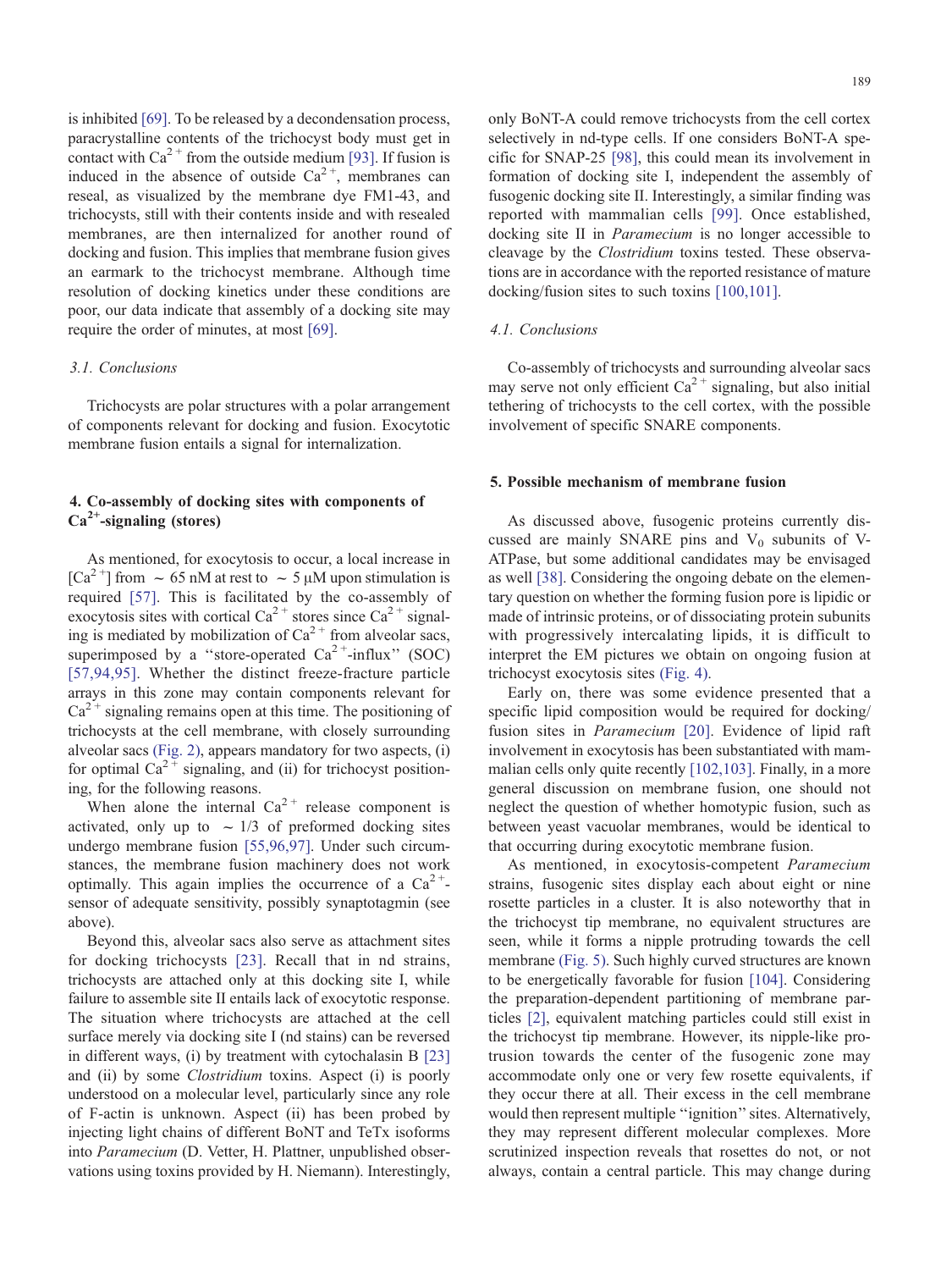is inhibited [69]. To be released by a decondensation process, paracrystalline contents of the trichocyst body must get in contact with $Ca^{2+}$ from the outside medium [93]. If fusion is induced in the absence of outside $Ca^{2+}$, membranes can reseal, as visualized by the membrane dye FM1-43, and trichocysts, still with their contents inside and with resealed membranes, are then internalized for another round of docking and fusion. This implies that membrane fusion gives an earmark to the trichocyst membrane. Although time resolution of docking kinetics under these conditions are poor, our data indicate that assembly of a docking site may require the order of minutes, at most [69].

### 3.1. Conclusions

Trichocysts are polar structures with a polar arrangement of components relevant for docking and fusion. Exocytotic membrane fusion entails a signal for internalization.

## 4. Co-assembly of docking sites with components of $Ca^{2+}$-signaling (stores)

As mentioned, for exocytosis to occur, a local increase in $[Ca^{2+}]$ from $\sim 65$ nM at rest to $\sim 5$ μM upon stimulation is required [57]. This is facilitated by the co-assembly of exocytosis sites with cortical $Ca^{2+}$ stores since $Ca^{2+}$ signaling is mediated by mobilization of $Ca^{2+}$ from alveolar sacs, superimposed by a ''store-operated $Ca^{2+}$-influx'' (SOC) [57,94,95]. Whether the distinct freeze-fracture particle arrays in this zone may contain components relevant for $Ca^{2+}$ signaling remains open at this time. The positioning of trichocysts at the cell membrane, with closely surrounding alveolar sacs (Fig. 2), appears mandatory for two aspects, (i) for optimal $Ca^{2+}$ signaling, and (ii) for trichocyst positioning, for the following reasons.

When alone the internal $Ca^{2+}$ release component is activated, only up to $\sim 1/3$ of preformed docking sites undergo membrane fusion [55,96,97]. Under such circumstances, the membrane fusion machinery does not work optimally. This again implies the occurrence of a $Ca^{2+}$-sensor of adequate sensitivity, possibly synaptotagmin (see above).

Beyond this, alveolar sacs also serve as attachment sites for docking trichocysts [23]. Recall that in nd strains, trichocysts are attached only at this docking site I, while failure to assemble site II entails lack of exocytotic response. The situation where trichocysts are attached at the cell surface merely via docking site I (nd stains) can be reversed in different ways, (i) by treatment with cytochalasin B [23] and (ii) by some *Clostridium* toxins. Aspect (i) is poorly understood on a molecular level, particularly since any role of F-actin is unknown. Aspect (ii) has been probed by injecting light chains of different BoNT and TeTx isoforms into *Paramecium* (D. Vetter, H. Plattner, unpublished observations using toxins provided by H. Niemann). Interestingly, only BoNT-A could remove trichocysts from the cell cortex selectively in nd-type cells. If one considers BoNT-A specific for SNAP-25 [98], this could mean its involvement in formation of docking site I, independent the assembly of fusogenic docking site II. Interestingly, a similar finding was reported with mammalian cells [99]. Once established, docking site II in *Paramecium* is no longer accessible to cleavage by the *Clostridium* toxins tested. These observations are in accordance with the reported resistance of mature docking/fusion sites to such toxins [100,101].

### 4.1. Conclusions

Co-assembly of trichocysts and surrounding alveolar sacs may serve not only efficient $Ca^{2+}$ signaling, but also initial tethering of trichocysts to the cell cortex, with the possible involvement of specific SNARE components.

## 5. Possible mechanism of membrane fusion

As discussed above, fusogenic proteins currently discussed are mainly SNARE pins and $V_0$ subunits of V-ATPase, but some additional candidates may be envisaged as well [38]. Considering the ongoing debate on the elementary question on whether the forming fusion pore is lipidic or made of intrinsic proteins, or of dissociating protein subunits with progressively intercalating lipids, it is difficult to interpret the EM pictures we obtain on ongoing fusion at trichocyst exocytosis sites (Fig. 4).

Early on, there was some evidence presented that a specific lipid composition would be required for docking/fusion sites in *Paramecium* [20]. Evidence of lipid raft involvement in exocytosis has been substantiated with mammalian cells only quite recently [102,103]. Finally, in a more general discussion on membrane fusion, one should not neglect the question of whether homotypic fusion, such as between yeast vacuolar membranes, would be identical to that occurring during exocytotic membrane fusion.

As mentioned, in exocytosis-competent *Paramecium* strains, fusogenic sites display each about eight or nine rosette particles in a cluster. It is also noteworthy that in the trichocyst tip membrane, no equivalent structures are seen, while it forms a nipple protruding towards the cell membrane (Fig. 5). Such highly curved structures are known to be energetically favorable for fusion [104]. Considering the preparation-dependent partitioning of membrane particles [2], equivalent matching particles could still exist in the trichocyst tip membrane. However, its nipple-like protrusion towards the center of the fusogenic zone may accommodate only one or very few rosette equivalents, if they occur there at all. Their excess in the cell membrane would then represent multiple ''ignition'' sites. Alternatively, they may represent different molecular complexes. More scrutinized inspection reveals that rosettes do not, or not always, contain a central particle. This may change during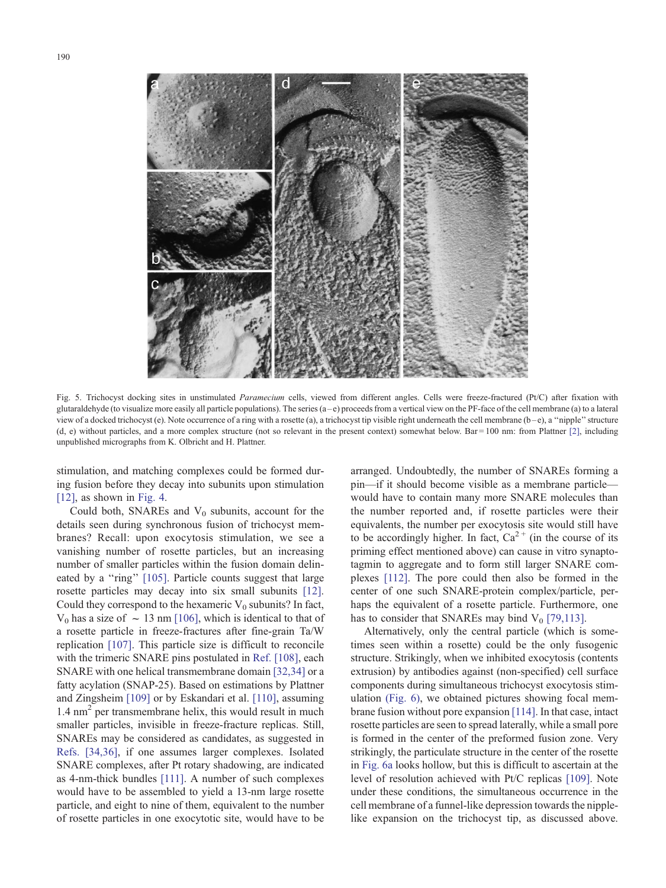Fig. 5. Trichocyst docking sites in unstimulated *Paramecium* cells, viewed from different angles. Cells were freeze-fractured (Pt/C) after fixation with glutaraldehyde (to visualize more easily all particle populations). The series (a–e) proceeds from a vertical view on the PF-face of the cell membrane (a) to a lateral view of a docked trichocyst (e). Note occurrence of a ring with a rosette (a), a trichocyst tip visible right underneath the cell membrane (b–e), a "nipple" structure (d, e) without particles, and a more complex structure (not so relevant in the present context) somewhat below. Bar = 100 nm: from Plattner [2], including unpublished micrographs from K. Olbricht and H. Plattner.

stimulation, and matching complexes could be formed during fusion before they decay into subunits upon stimulation [12], as shown in Fig. 4.

Could both, SNAREs and $V_0$ subunits, account for the details seen during synchronous fusion of trichocyst membranes? Recall: upon exocytosis stimulation, we see a vanishing number of rosette particles, but an increasing number of smaller particles within the fusion domain delineated by a "ring" [105]. Particle counts suggest that large rosette particles may decay into six small subunits [12]. Could they correspond to the hexameric $V_0$ subunits? In fact, $V_0$ has a size of $\sim 13$ nm [106], which is identical to that of a rosette particle in freeze-fractures after fine-grain Ta/W replication [107]. This particle size is difficult to reconcile with the trimeric SNARE pins postulated in Ref. [108], each SNARE with one helical transmembrane domain [32,34] or a fatty acylation (SNAP-25). Based on estimations by Plattner and Zingsheim [109] or by Eskandari et al. [110], assuming 1.4 $nm^2$ per transmembrane helix, this would result in much smaller particles, invisible in freeze-fracture replicas. Still, SNAREs may be considered as candidates, as suggested in Refs. [34,36], if one assumes larger complexes. Isolated SNARE complexes, after Pt rotary shadowing, are indicated as 4-nm-thick bundles [111]. A number of such complexes would have to be assembled to yield a 13-nm large rosette particle, and eight to nine of them, equivalent to the number of rosette particles in one exocytotic site, would have to be arranged. Undoubtedly, the number of SNAREs forming a pin—if it should become visible as a membrane particle—would have to contain many more SNARE molecules than the number reported and, if rosette particles were their equivalents, the number per exocytosis site would still have to be accordingly higher. In fact, $Ca^{2+}$ (in the course of its priming effect mentioned above) can cause in vitro synaptotagmin to aggregate and to form still larger SNARE complexes [112]. The pore could then also be formed in the center of one such SNARE-protein complex/particle, perhaps the equivalent of a rosette particle. Furthermore, one has to consider that SNAREs may bind $V_0$ [79,113].

Alternatively, only the central particle (which is sometimes seen within a rosette) could be the only fusogenic structure. Strikingly, when we inhibited exocytosis (contents extrusion) by antibodies against (non-specified) cell surface components during simultaneous trichocyst exocytosis stimulation (Fig. 6), we obtained pictures showing focal membrane fusion without pore expansion [114]. In that case, intact rosette particles are seen to spread laterally, while a small pore is formed in the center of the preformed fusion zone. Very strikingly, the particulate structure in the center of the rosette in Fig. 6a looks hollow, but this is difficult to ascertain at the level of resolution achieved with Pt/C replicas [109]. Note under these conditions, the simultaneous occurrence in the cell membrane of a funnel-like depression towards the nipple-like expansion on the trichocyst tip, as discussed above.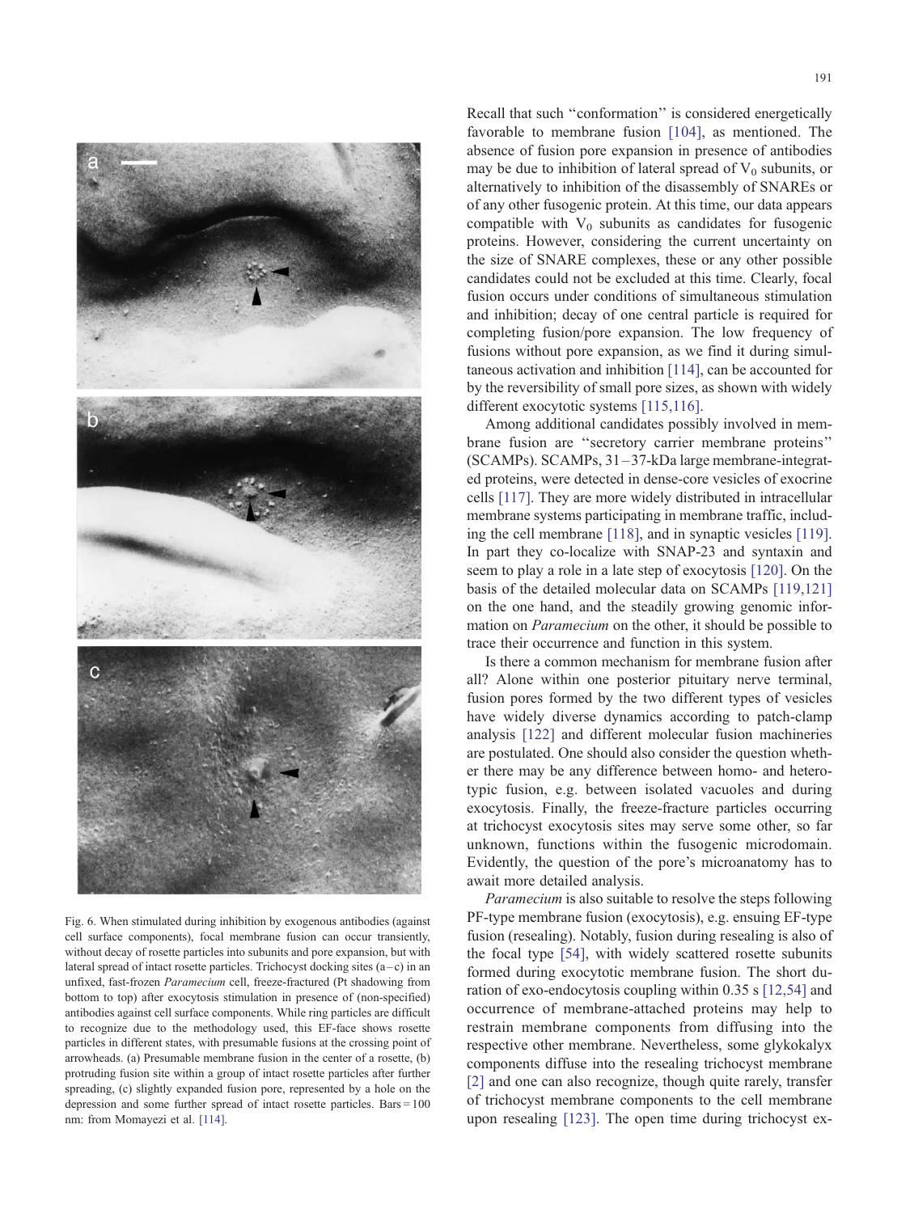Fig. 6. When stimulated during inhibition by exogenous antibodies (against cell surface components), focal membrane fusion can occur transiently, without decay of rosette particles into subunits and pore expansion, but with lateral spread of intact rosette particles. Trichocyst docking sites (a–c) in an unfixed, fast-frozen *Paramecium* cell, freeze-fractured (Pt shadowing from bottom to top) after exocytosis stimulation in presence of (non-specified) antibodies against cell surface components. While ring particles are difficult to recognize due to the methodology used, this EF-face shows rosette particles in different states, with presumable fusions at the crossing point of arrowheads. (a) Presumable membrane fusion in the center of a rosette, (b) protruding fusion site within a group of intact rosette particles after further spreading, (c) slightly expanded fusion pore, represented by a hole on the depression and some further spread of intact rosette particles. Bars = 100 nm: from Momayezi et al. [114].

Recall that such "conformation" is considered energetically favorable to membrane fusion [104], as mentioned. The absence of fusion pore expansion in presence of antibodies may be due to inhibition of lateral spread of $V_0$ subunits, or alternatively to inhibition of the disassembly of SNAREs or of any other fusogenic protein. At this time, our data appears compatible with $V_0$ subunits as candidates for fusogenic proteins. However, considering the current uncertainty on the size of SNARE complexes, these or any other possible candidates could not be excluded at this time. Clearly, focal fusion occurs under conditions of simultaneous stimulation and inhibition; decay of one central particle is required for completing fusion/pore expansion. The low frequency of fusions without pore expansion, as we find it during simultaneous activation and inhibition [114], can be accounted for by the reversibility of small pore sizes, as shown with widely different exocytotic systems [115,116].

Among additional candidates possibly involved in membrane fusion are "secretory carrier membrane proteins" (SCAMPs). SCAMPs, 31–37-kDa large membrane-integrated proteins, were detected in dense-core vesicles of exocrine cells [117]. They are more widely distributed in intracellular membrane systems participating in membrane traffic, including the cell membrane [118], and in synaptic vesicles [119]. In part they co-localize with SNAP-23 and syntaxin and seem to play a role in a late step of exocytosis [120]. On the basis of the detailed molecular data on SCAMPs [119,121] on the one hand, and the steadily growing genomic information on *Paramecium* on the other, it should be possible to trace their occurrence and function in this system.

Is there a common mechanism for membrane fusion after all? Alone within one posterior pituitary nerve terminal, fusion pores formed by the two different types of vesicles have widely diverse dynamics according to patch-clamp analysis [122] and different molecular fusion machineries are postulated. One should also consider the question whether there may be any difference between homo- and heterotypic fusion, e.g. between isolated vacuoles and during exocytosis. Finally, the freeze-fracture particles occurring at trichocyst exocytosis sites may serve some other, so far unknown, functions within the fusogenic microdomain. Evidently, the question of the pore's microanatomy has to await more detailed analysis.

*Paramecium* is also suitable to resolve the steps following PF-type membrane fusion (exocytosis), e.g. ensuing EF-type fusion (resealing). Notably, fusion during resealing is also of the focal type [54], with widely scattered rosette subunits formed during exocytotic membrane fusion. The short duration of exo-endocytosis coupling within 0.35 s [12,54] and occurrence of membrane-attached proteins may help to restrain membrane components from diffusing into the respective other membrane. Nevertheless, some glykokalyx components diffuse into the resealing trichocyst membrane [2] and one can also recognize, though quite rarely, transfer of trichocyst membrane components to the cell membrane upon resealing [123]. The open time during trichocyst ex-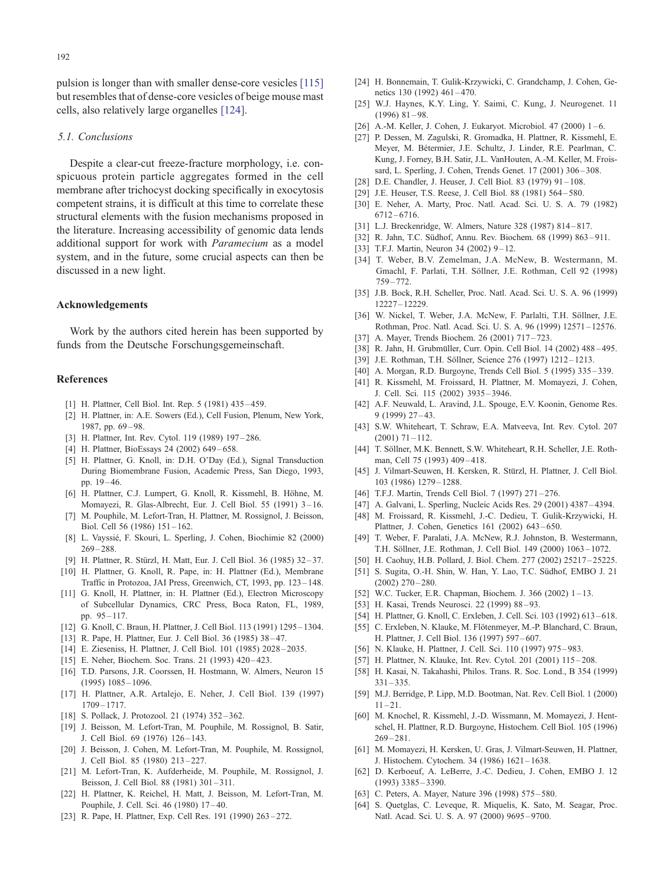pulsion is longer than with smaller dense-core vesicles [115] but resembles that of dense-core vesicles of beige mouse mast cells, also relatively large organelles [124].

### *5.1. Conclusions*

Despite a clear-cut freeze-fracture morphology, i.e. conspicuous protein particle aggregates formed in the cell membrane after trichocyst docking specifically in exocytosis competent strains, it is difficult at this time to correlate these structural elements with the fusion mechanisms proposed in the literature. Increasing accessibility of genomic data lends additional support for work with *Paramecium* as a model system, and in the future, some crucial aspects can then be discussed in a new light.

## Acknowledgements

Work by the authors cited herein has been supported by funds from the Deutsche Forschungsgemeinschaft.

## References

[1] H. Plattner, Cell Biol. Int. Rep. 5 (1981) 435–459.
[2] H. Plattner, in: A.E. Sowers (Ed.), Cell Fusion, Plenum, New York, 1987, pp. 69–98.
[3] H. Plattner, Int. Rev. Cytol. 119 (1989) 197–286.
[4] H. Plattner, BioEssays 24 (2002) 649–658.
[5] H. Plattner, G. Knoll, in: D.H. O'Day (Ed.), Signal Transduction During Biomembrane Fusion, Academic Press, San Diego, 1993, pp. 19–46.
[6] H. Plattner, C.J. Lumpert, G. Knoll, R. Kissmehl, B. Höhne, M. Momayezi, R. Glas-Albrecht, Eur. J. Cell Biol. 55 (1991) 3–16.
[7] M. Pouphile, M. Lefort-Tran, H. Plattner, M. Rossignol, J. Beisson, Biol. Cell 56 (1986) 151–162.
[8] L. Vayssié, F. Skouri, L. Sperling, J. Cohen, Biochimie 82 (2000) 269–288.
[9] H. Plattner, R. Stürzl, H. Matt, Eur. J. Cell Biol. 36 (1985) 32–37.
[10] H. Plattner, G. Knoll, R. Pape, in: H. Plattner (Ed.), Membrane Traffic in Protozoa, JAI Press, Greenwich, CT, 1993, pp. 123–148.
[11] G. Knoll, H. Plattner, in: H. Plattner (Ed.), Electron Microscopy of Subcellular Dynamics, CRC Press, Boca Raton, FL, 1989, pp. 95–117.
[12] G. Knoll, C. Braun, H. Plattner, J. Cell Biol. 113 (1991) 1295–1304.
[13] R. Pape, H. Plattner, Eur. J. Cell Biol. 36 (1985) 38–47.
[14] E. Zieseniss, H. Plattner, J. Cell Biol. 101 (1985) 2028–2035.
[15] E. Neher, Biochem. Soc. Trans. 21 (1993) 420–423.
[16] T.D. Parsons, J.R. Coorssen, H. Hostmann, W. Almers, Neuron 15 (1995) 1085–1096.
[17] H. Plattner, A.R. Artalejo, E. Neher, J. Cell Biol. 139 (1997) 1709–1717.
[18] S. Pollack, J. Protozool. 21 (1974) 352–362.
[19] J. Beisson, M. Lefort-Tran, M. Pouphile, M. Rossignol, B. Satir, J. Cell Biol. 69 (1976) 126–143.
[20] J. Beisson, J. Cohen, M. Lefort-Tran, M. Pouphile, M. Rossignol, J. Cell Biol. 85 (1980) 213–227.
[21] M. Lefort-Tran, K. Aufderheide, M. Pouphile, M. Rossignol, J. Beisson, J. Cell Biol. 88 (1981) 301–311.
[22] H. Plattner, K. Reichel, H. Matt, J. Beisson, M. Lefort-Tran, M. Pouphile, J. Cell. Sci. 46 (1980) 17–40.
[23] R. Pape, H. Plattner, Exp. Cell Res. 191 (1990) 263–272.
[24] H. Bonnemain, T. Gulik-Krzywicki, C. Grandchamp, J. Cohen, Genetics 130 (1992) 461–470.
[25] W.J. Haynes, K.Y. Ling, Y. Saimi, C. Kung, J. Neurogenet. 11 (1996) 81–98.
[26] A.-M. Keller, J. Cohen, J. Eukaryot. Microbiol. 47 (2000) 1–6.
[27] P. Dessen, M. Zagulski, R. Gromadka, H. Plattner, R. Kissmehl, E. Meyer, M. Bétermier, J.E. Schultz, J. Linder, R.E. Pearlman, C. Kung, J. Forney, B.H. Satir, J.L. VanHouten, A.-M. Keller, M. Froissard, L. Sperling, J. Cohen, Trends Genet. 17 (2001) 306–308.
[28] D.E. Chandler, J. Heuser, J. Cell Biol. 83 (1979) 91–108.
[29] J.E. Heuser, T.S. Reese, J. Cell Biol. 88 (1981) 564–580.
[30] E. Neher, A. Marty, Proc. Natl. Acad. Sci. U. S. A. 79 (1982) 6712–6716.
[31] L.J. Breckenridge, W. Almers, Nature 328 (1987) 814–817.
[32] R. Jahn, T.C. Südhof, Annu. Rev. Biochem. 68 (1999) 863–911.
[33] T.F.J. Martin, Neuron 34 (2002) 9–12.
[34] T. Weber, B.V. Zemelman, J.A. McNew, B. Westermann, M. Gmachl, F. Parlati, T.H. Söllner, J.E. Rothman, Cell 92 (1998) 759–772.
[35] J.B. Bock, R.H. Scheller, Proc. Natl. Acad. Sci. U. S. A. 96 (1999) 12227–12229.
[36] W. Nickel, T. Weber, J.A. McNew, F. Parlalti, T.H. Söllner, J.E. Rothman, Proc. Natl. Acad. Sci. U. S. A. 96 (1999) 12571–12576.
[37] A. Mayer, Trends Biochem. 26 (2001) 717–723.
[38] R. Jahn, H. Grubmüller, Curr. Opin. Cell Biol. 14 (2002) 488–495.
[39] J.E. Rothman, T.H. Söllner, Science 276 (1997) 1212–1213.
[40] A. Morgan, R.D. Burgoyne, Trends Cell Biol. 5 (1995) 335–339.
[41] R. Kissmehl, M. Froissard, H. Plattner, M. Momayezi, J. Cohen, J. Cell. Sci. 115 (2002) 3935–3946.
[42] A.F. Neuwald, L. Aravind, J.L. Spouge, E.V. Koonin, Genome Res. 9 (1999) 27–43.
[43] S.W. Whiteheart, T. Schraw, E.A. Matveeva, Int. Rev. Cytol. 207 (2001) 71–112.
[44] T. Söllner, M.K. Bennett, S.W. Whiteheart, R.H. Scheller, J.E. Rothman, Cell 75 (1993) 409–418.
[45] J. Vilmart-Seuwen, H. Kersken, R. Stürzl, H. Plattner, J. Cell Biol. 103 (1986) 1279–1288.
[46] T.F.J. Martin, Trends Cell Biol. 7 (1997) 271–276.
[47] A. Galvani, L. Sperling, Nucleic Acids Res. 29 (2001) 4387–4394.
[48] M. Froissard, R. Kissmehl, J.-C. Dedieu, T. Gulik-Krzywicki, H. Plattner, J. Cohen, Genetics 161 (2002) 643–650.
[49] T. Weber, F. Paralati, J.A. McNew, R.J. Johnston, B. Westermann, T.H. Söllner, J.E. Rothman, J. Cell Biol. 149 (2000) 1063–1072.
[50] H. Caohuy, H.B. Pollard, J. Biol. Chem. 277 (2002) 25217–25225.
[51] S. Sugita, O.-H. Shin, W. Han, Y. Lao, T.C. Südhof, EMBO J. 21 (2002) 270–280.
[52] W.C. Tucker, E.R. Chapman, Biochem. J. 366 (2002) 1–13.
[53] H. Kasai, Trends Neurosci. 22 (1999) 88–93.
[54] H. Plattner, G. Knoll, C. Erxleben, J. Cell. Sci. 103 (1992) 613–618.
[55] C. Erxleben, N. Klauke, M. Flötenmeyer, M.-P. Blanchard, C. Braun, H. Plattner, J. Cell Biol. 136 (1997) 597–607.
[56] N. Klauke, H. Plattner, J. Cell. Sci. 110 (1997) 975–983.
[57] H. Plattner, N. Klauke, Int. Rev. Cytol. 201 (2001) 115–208.
[58] H. Kasai, N. Takahashi, Philos. Trans. R. Soc. Lond., B 354 (1999) 331–335.
[59] M.J. Berridge, P. Lipp, M.D. Bootman, Nat. Rev. Cell Biol. 1 (2000) 11–21.
[60] M. Knochel, R. Kissmehl, J.-D. Wissmann, M. Momayezi, J. Hentschel, H. Plattner, R.D. Burgoyne, Histochem. Cell Biol. 105 (1996) 269–281.
[61] M. Momayezi, H. Kersken, U. Gras, J. Vilmart-Seuwen, H. Plattner, J. Histochem. Cytochem. 34 (1986) 1621–1638.
[62] D. Kerboeuf, A. LeBerre, J.-C. Dedieu, J. Cohen, EMBO J. 12 (1993) 3385–3390.
[63] C. Peters, A. Mayer, Nature 396 (1998) 575–580.
[64] S. Quetglas, C. Leveque, R. Miquelis, K. Sato, M. Seagar, Proc. Natl. Acad. Sci. U. S. A. 97 (2000) 9695–9700.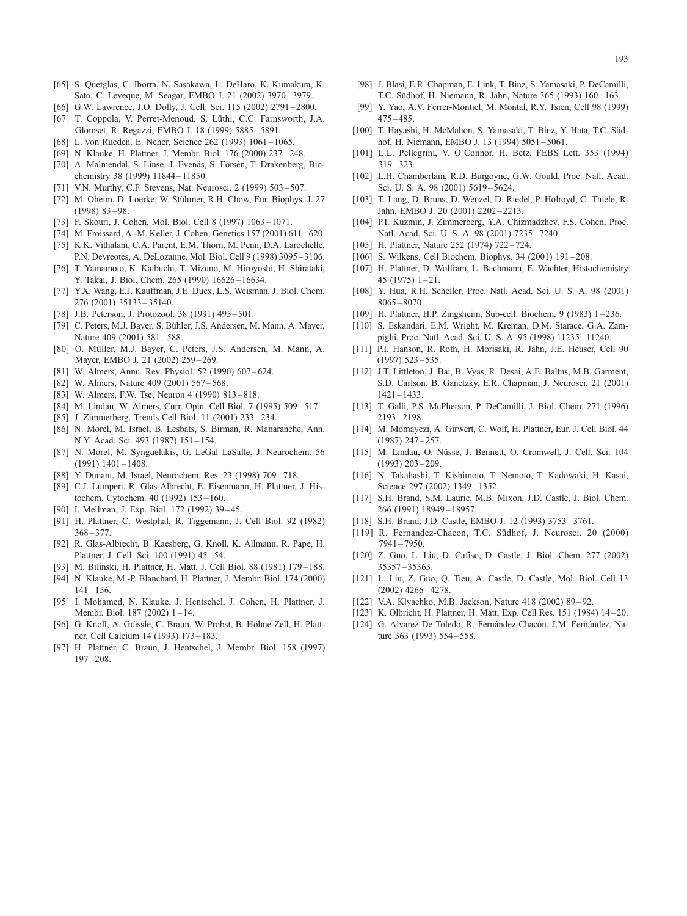[65] S. Quetglas, C. Iborra, N. Sasakawa, L. DeHaro, K. Kumakura, K. Sato, C. Leveque, M. Seagar, EMBO J. 21 (2002) 3970–3979.

[66] G.W. Lawrence, J.O. Dolly, J. Cell. Sci. 115 (2002) 2791–2800.

[67] T. Coppola, V. Perret-Menoud, S. Lüthi, C.C. Farnsworth, J.A. Glomset, R. Regazzi, EMBO J. 18 (1999) 5885–5891.

[68] L. von Rueden, E. Neher, Science 262 (1993) 1061–1065.

[69] N. Klauke, H. Plattner, J. Membr. Biol. 176 (2000) 237–248.

[70] A. Malmendal, S. Linse, J. Evenäs, S. Forsén, T. Drakenberg, Biochemistry 38 (1999) 11844–11850.

[71] V.N. Murthy, C.F. Stevens, Nat. Neurosci. 2 (1999) 503–507.

[72] M. Oheim, D. Loerke, W. Stühmer, R.H. Chow, Eur. Biophys. J. 27 (1998) 83–98.

[73] F. Skouri, J. Cohen, Mol. Biol. Cell 8 (1997) 1063–1071.

[74] M. Froissard, A.-M. Keller, J. Cohen, Genetics 157 (2001) 611–620.

[75] K.K. Vithalani, C.A. Parent, E.M. Thorn, M. Penn, D.A. Larochelle, P.N. Devreotes, A. DeLozanne, Mol. Biol. Cell 9 (1998) 3095–3106.

[76] T. Yamamoto, K. Kaibuchi, T. Mizuno, M. Hiroyoshi, H. Shirataki, Y. Takai, J. Biol. Chem. 265 (1990) 16626–16634.

[77] Y.X. Wang, E.J. Kauffman, J.E. Duex, L.S. Weisman, J. Biol. Chem. 276 (2001) 35133–35140.

[78] J.B. Peterson, J. Protozool. 38 (1991) 495–501.

[79] C. Peters, M.J. Bayer, S. Bühler, J.S. Andersen, M. Mann, A. Mayer, Nature 409 (2001) 581–588.

[80] O. Müller, M.J. Bayer, C. Peters, J.S. Andersen, M. Mann, A. Mayer, EMBO J. 21 (2002) 259–269.

[81] W. Almers, Annu. Rev. Physiol. 52 (1990) 607–624.

[82] W. Almers, Nature 409 (2001) 567–568.

[83] W. Almers, F.W. Tse, Neuron 4 (1990) 813–818.

[84] M. Lindau, W. Almers, Curr. Opin. Cell Biol. 7 (1995) 509–517.

[85] J. Zimmerberg, Trends Cell Biol. 11 (2001) 233–234.

[86] N. Morel, M. Israel, B. Lesbats, S. Birman, R. Manaranche, Ann. N.Y. Acad. Sci. 493 (1987) 151–154.

[87] N. Morel, M. Synguelakis, G. LeGal LaSalle, J. Neurochem. 56 (1991) 1401–1408.

[88] Y. Dunant, M. Israel, Neurochem. Res. 23 (1998) 709–718.

[89] C.J. Lumpert, R. Glas-Albrecht, E. Eisenmann, H. Plattner, J. Histochem. Cytochem. 40 (1992) 153–160.

[90] I. Mellman, J. Exp. Biol. 172 (1992) 39–45.

[91] H. Plattner, C. Westphal, R. Tiggemann, J. Cell Biol. 92 (1982) 368–377.

[92] R. Glas-Albrecht, B. Kaesberg, G. Knoll, K. Allmann, R. Pape, H. Plattner, J. Cell. Sci. 100 (1991) 45–54.

[93] M. Bilinski, H. Plattner, H. Matt, J. Cell Biol. 88 (1981) 179–188.

[94] N. Klauke, M.-P. Blanchard, H. Plattner, J. Membr. Biol. 174 (2000) 141–156.

[95] I. Mohamed, N. Klauke, J. Hentschel, J. Cohen, H. Plattner, J. Membr. Biol. 187 (2002) 1–14.

[96] G. Knoll, A. Grässle, C. Braun, W. Probst, B. Höhne-Zell, H. Plattner, Cell Calcium 14 (1993) 173–183.

[97] H. Plattner, C. Braun, J. Hentschel, J. Membr. Biol. 158 (1997) 197–208.

[98] J. Blasi, E.R. Chapman, E. Link, T. Binz, S. Yamasaki, P. DeCamilli, T.C. Südhof, H. Niemann, R. Jahn, Nature 365 (1993) 160–163.

[99] Y. Yao, A.V. Ferrer-Montiel, M. Montal, R.Y. Tsien, Cell 98 (1999) 475–485.

[100] T. Hayashi, H. McMahon, S. Yamasaki, T. Binz, Y. Hata, T.C. Südhof, H. Niemann, EMBO J. 13 (1994) 5051–5061.

[101] L.L. Pellegrini, V. O'Connor, H. Betz, FEBS Lett. 353 (1994) 319–323.

[102] L.H. Chamberlain, R.D. Burgoyne, G.W. Gould, Proc. Natl. Acad. Sci. U. S. A. 98 (2001) 5619–5624.

[103] T. Lang, D. Bruns, D. Wenzel, D. Riedel, P. Holroyd, C. Thiele, R. Jahn, EMBO J. 20 (2001) 2202–2213.

[104] P.I. Kuzmin, J. Zimmerberg, Y.A. Chizmadzhev, F.S. Cohen, Proc. Natl. Acad. Sci. U. S. A. 98 (2001) 7235–7240.

[105] H. Plattner, Nature 252 (1974) 722–724.

[106] S. Wilkens, Cell Biochem. Biophys. 34 (2001) 191–208.

[107] H. Plattner, D. Wolfram, L. Bachmann, E. Wachter, Histochemistry 45 (1975) 1–21.

[108] Y. Hua, R.H. Scheller, Proc. Natl. Acad. Sci. U. S. A. 98 (2001) 8065–8070.

[109] H. Plattner, H.P. Zingsheim, Sub-cell. Biochem. 9 (1983) 1–236.

[110] S. Eskandari, E.M. Wright, M. Kreman, D.M. Starace, G.A. Zampighi, Proc. Natl. Acad. Sci. U. S. A. 95 (1998) 11235–11240.

[111] P.I. Hanson, R. Roth, H. Morisaki, R. Jahn, J.E. Heuser, Cell 90 (1997) 523–535.

[112] J.T. Littleton, J. Bai, B. Vyas, R. Desai, A.E. Baltus, M.B. Garment, S.D. Carlson, B. Ganetzky, E.R. Chapman, J. Neurosci. 21 (2001) 1421–1433.

[113] T. Galli, P.S. McPherson, P. DeCamilli, J. Biol. Chem. 271 (1996) 2193–2198.

[114] M. Momayezi, A. Girwert, C. Wolf, H. Plattner, Eur. J. Cell Biol. 44 (1987) 247–257.

[115] M. Lindau, O. Nüsse, J. Bennett, O. Cromwell, J. Cell. Sci. 104 (1993) 203–209.

[116] N. Takahashi, T. Kishimoto, T. Nemoto, T. Kadowaki, H. Kasai, Science 297 (2002) 1349–1352.

[117] S.H. Brand, S.M. Laurie, M.B. Mixon, J.D. Castle, J. Biol. Chem. 266 (1991) 18949–18957.

[118] S.H. Brand, J.D. Castle, EMBO J. 12 (1993) 3753–3761.

[119] R. Fernandez-Chacon, T.C. Südhof, J. Neurosci. 20 (2000) 7941–7950.

[120] Z. Guo, L. Liu, D. Cafiso, D. Castle, J. Biol. Chem. 277 (2002) 35357–35363.

[121] L. Liu, Z. Guo, Q. Tieu, A. Castle, D. Castle, Mol. Biol. Cell 13 (2002) 4266–4278.

[122] V.A. Klyachko, M.B. Jackson, Nature 418 (2002) 89–92.

[123] K. Olbricht, H. Plattner, H. Matt, Exp. Cell Res. 151 (1984) 14–20.

[124] G. Alvarez De Toledo, R. Fernández-Chacón, J.M. Fernández, Nature 363 (1993) 554–558.